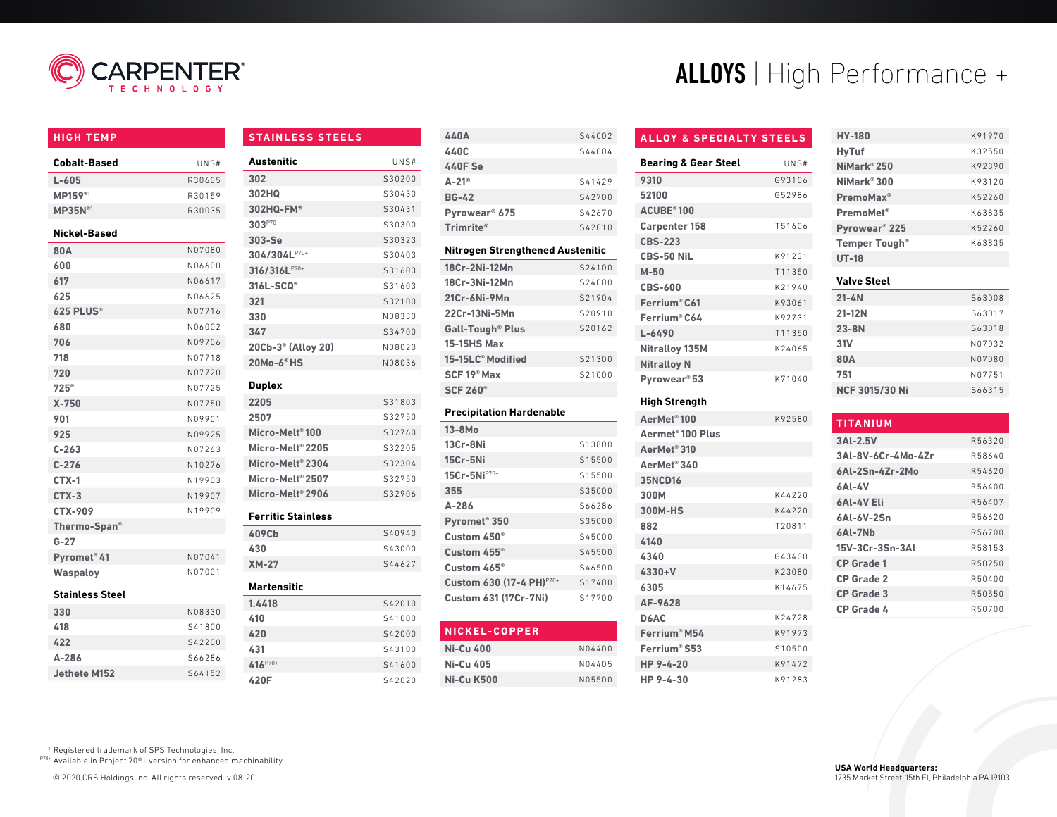# CARPENTER TECHNOLOGY

# ALLOYS | High Performance +

## HIGH TEMP

### Cobalt-Based

| Cobalt-Based | UNS# |
|---|---|
| L-605 | R30605 |
| MP159®[1] | R30159 |
| MP35N®[1] | R30035 |

### Nickel-Based

| Nickel-Based | UNS# |
|---|---|
| 80A | N07080 |
| 600 | N06600 |
| 617 | N06617 |
| 625 | N06625 |
| 625 PLUS® | N07716 |
| 680 | N06002 |
| 706 | N09706 |
| 718 | N07718 |
| 720 | N07720 |
| 725® | N07725 |
| X-750 | N07750 |
| 901 | N09901 |
| 925 | N09925 |
| C-263 | N07263 |
| C-276 | N10276 |
| CTX-1 | N19903 |
| CTX-3 | N19907 |
| CTX-909 | N19909 |
| Thermo-Span® | |
| G-27 | |
| Pyromet® 41 | N07041 |
| Waspaloy | N07001 |

### Stainless Steel

| Stainless Steel | UNS# |
|---|---|
| 330 | N08330 |
| 418 | S41800 |
| 422 | S42200 |
| A-286 | S66286 |
| Jethete M152 | S64152 |

## STAINLESS STEELS

### Austenitic

| Austenitic | UNS# |
|---|---|
| 302 | S30200 |
| 302HQ | S30430 |
| 302HQ-FM® | S30431 |
| 303[P70+] | S30300 |
| 303-Se | S30323 |
| 304/304L[P70+] | S30403 |
| 316/316L[P70+] | S31603 |
| 316L-SCQ® | S31603 |
| 321 | S32100 |
| 330 | N08330 |
| 347 | S34700 |
| 20Cb-3® (Alloy 20) | N08020 |
| 20Mo-6® HS | N08036 |

### Duplex

| Duplex | UNS# |
|---|---|
| 2205 | S31803 |
| 2507 | S32750 |
| Micro-Melt® 100 | S32760 |
| Micro-Melt® 2205 | S32205 |
| Micro-Melt® 2304 | S32304 |
| Micro-Melt® 2507 | S32750 |
| Micro-Melt® 2906 | S32906 |

### Ferritic Stainless

| Ferritic Stainless | UNS# |
|---|---|
| 409Cb | S40940 |
| 430 | S43000 |
| XM-27 | S44627 |

### Martensitic

| Martensitic | UNS# |
|---|---|
| 1.4418 | S42010 |
| 410 | S41000 |
| 420 | S42000 |
| 431 | S43100 |
| 416[P70+] | S41600 |
| 420F | S42020 |
| 440A | S44002 |
| 440C | S44004 |
| 440F Se | |
| A-21® | S41429 |
| BG-42 | S42700 |
| Pyrowear® 675 | S42670 |
| Trimrite® | S42010 |

### Nitrogen Strengthened Austenitic

| Nitrogen Strengthened Austenitic | UNS# |
|---|---|
| 18Cr-2Ni-12Mn | S24100 |
| 18Cr-3Ni-12Mn | S24000 |
| 21Cr-6Ni-9Mn | S21904 |
| 22Cr-13Ni-5Mn | S20910 |
| Gall-Tough® Plus | S20162 |
| 15-15HS Max | |
| 15-15LC® Modified | S21300 |
| SCF 19® Max | S21000 |
| SCF 260® | |

### Precipitation Hardenable

| Precipitation Hardenable | UNS# |
|---|---|
| 13-8Mo | |
| 13Cr-8Ni | S13800 |
| 15Cr-5Ni | S15500 |
| 15Cr-5Ni[P70+] | S15500 |
| 355 | S35000 |
| A-286 | S66286 |
| Pyromet® 350 | S35000 |
| Custom 450® | S45000 |
| Custom 455® | S45500 |
| Custom 465® | S46500 |
| Custom 630 (17-4 PH)[P70+] | S17400 |
| Custom 631 (17Cr-7Ni) | S17700 |

## NICKEL-COPPER

| Nickel-Copper | UNS# |
|---|---|
| Ni-Cu 400 | N04400 |
| Ni-Cu 405 | N04405 |
| Ni-Cu K500 | N05500 |

## ALLOY & SPECIALTY STEELS

### Bearing & Gear Steel

| Bearing & Gear Steel | UNS# |
|---|---|
| 9310 | G93106 |
| 52100 | G52986 |
| ACUBE® 100 | |
| Carpenter 158 | T51606 |
| CBS-223 | |
| CBS-50 NiL | K91231 |
| M-50 | T11350 |
| CBS-600 | K21940 |
| Ferrium® C61 | K93061 |
| Ferrium® C64 | K92731 |
| L-6490 | T11350 |
| Nitralloy 135M | K24065 |
| Nitralloy N | |
| Pyrowear® 53 | K71040 |

### High Strength

| High Strength | UNS# |
|---|---|
| AerMet® 100 | K92580 |
| Aermet® 100 Plus | |
| AerMet® 310 | |
| AerMet® 340 | |
| 35NCD16 | |
| 300M | K44220 |
| 300M-HS | K44220 |
| 882 | T20811 |
| 4140 | |
| 4340 | G43400 |
| 4330+V | K23080 |
| 6305 | K14675 |
| AF-9628 | |
| D6AC | K24728 |
| Ferrium® M54 | K91973 |
| Ferrium® S53 | S10500 |
| HP 9-4-20 | K91472 |
| HP 9-4-30 | K91283 |
| HY-180 | K91970 |
| HyTuf | K32550 |
| NiMark® 250 | K92890 |
| NiMark® 300 | K93120 |
| PremoMax® | K52260 |
| PremoMet® | K63835 |
| Pyrowear® 225 | K52260 |
| Temper Tough® | K63835 |
| UT-18 | |

### Valve Steel

| Valve Steel | UNS# |
|---|---|
| 21-4N | S63008 |
| 21-12N | S63017 |
| 23-8N | S63018 |
| 31V | N07032 |
| 80A | N07080 |
| 751 | N07751 |
| NCF 3015/30 Ni | S66315 |

## TITANIUM

| Titanium | UNS# |
|---|---|
| 3Al-2.5V | R56320 |
| 3Al-8V-6Cr-4Mo-4Zr | R58640 |
| 6Al-2Sn-4Zr-2Mo | R54620 |
| 6Al-4V | R56400 |
| 6Al-4V Eli | R56407 |
| 6Al-6V-2Sn | R56620 |
| 6Al-7Nb | R56700 |
| 15V-3Cr-3Sn-3Al | R58153 |
| CP Grade 1 | R50250 |
| CP Grade 2 | R50400 |
| CP Grade 3 | R50550 |
| CP Grade 4 | R50700 |

[1] Registered trademark of SPS Technologies, Inc.

[P70+] Available in Project 70®+ version for enhanced machinability

© 2020 CRS Holdings Inc. All rights reserved. v 08-20

**USA World Headquarters:**
1735 Market Street, 15th Fl, Philadelphia PA 19103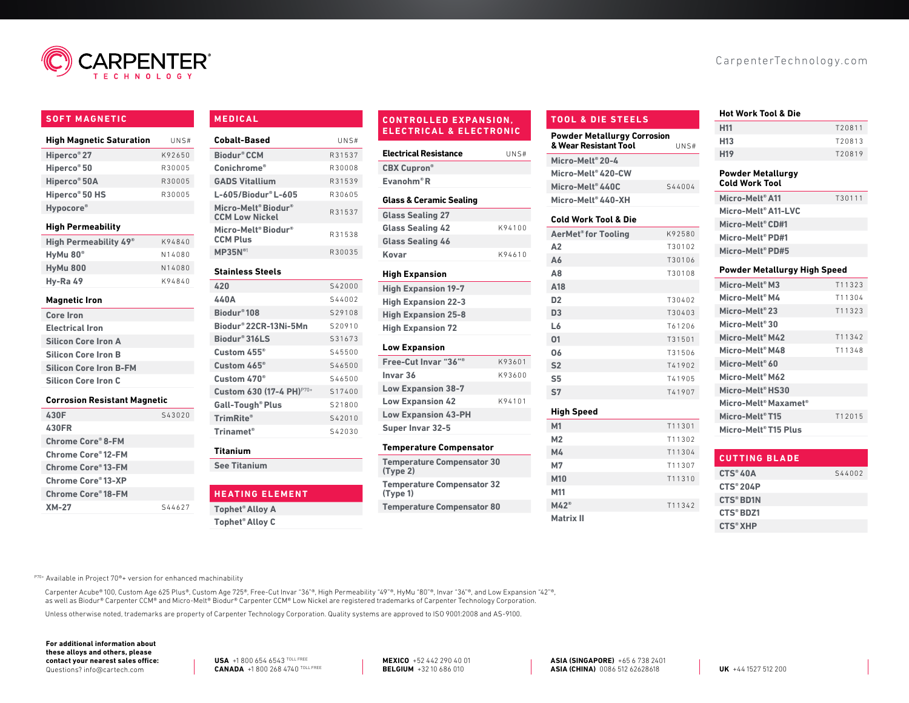CARPENTER TECHNOLOGY

CarpenterTechnology.com

## SOFT MAGNETIC

| High Magnetic Saturation | UNS# |
| --- | --- |
| Hiperco® 27 | K92650 |
| Hiperco® 50 | R30005 |
| Hiperco® 50A | R30005 |
| Hiperco® 50 HS | R30005 |
| Hypocore® | |

| High Permeability | |
| --- | --- |
| High Permeability 49® | K94840 |
| HyMu 80® | N14080 |
| HyMu 800 | N14080 |
| Hy-Ra 49 | K94840 |

| Magnetic Iron | |
| --- | --- |
| Core Iron | |
| Electrical Iron | |
| Silicon Core Iron A | |
| Silicon Core Iron B | |
| Silicon Core Iron B-FM | |
| Silicon Core Iron C | |

| Corrosion Resistant Magnetic | |
| --- | --- |
| 430F | S43020 |
| 430FR | |
| Chrome Core® 8-FM | |
| Chrome Core® 12-FM | |
| Chrome Core® 13-FM | |
| Chrome Core® 13-XP | |
| Chrome Core® 18-FM | |
| XM-27 | S44627 |

## MEDICAL

| Cobalt-Based | UNS# |
| --- | --- |
| Biodur® CCM | R31537 |
| Conichrome® | R30008 |
| GADS Vitallium | R31539 |
| L-605/Biodur® L-605 | R30605 |
| Micro-Melt® Biodur® CCM Low Nickel | R31537 |
| Micro-Melt® Biodur® CCM Plus | R31538 |
| MP35N®[1] | R30035 |

| Stainless Steels | |
| --- | --- |
| 420 | S42000 |
| 440A | S44002 |
| Biodur® 108 | S29108 |
| Biodur® 22CR-13Ni-5Mn | S20910 |
| Biodur® 316LS | S31673 |
| Custom 455® | S45500 |
| Custom 465® | S46500 |
| Custom 470® | S46500 |
| Custom 630 (17-4 PH)[P70+] | S17400 |
| Gall-Tough® Plus | S21800 |
| TrimRite® | S42010 |
| Trinamet® | S42030 |

| Titanium |
| --- |
| See Titanium |

## HEATING ELEMENT

- Tophet® Alloy A
- Tophet® Alloy C

## CONTROLLED EXPANSION, ELECTRICAL & ELECTRONIC

| Electrical Resistance | UNS# |
| --- | --- |
| CBX Cupron® | |
| Evanohm® R | |

| Glass & Ceramic Sealing | |
| --- | --- |
| Glass Sealing 27 | |
| Glass Sealing 42 | K94100 |
| Glass Sealing 46 | |
| Kovar | K94610 |

| High Expansion | |
| --- | --- |
| High Expansion 19-7 | |
| High Expansion 22-3 | |
| High Expansion 25-8 | |
| High Expansion 72 | |

| Low Expansion | |
| --- | --- |
| Free-Cut Invar "36"® | K93601 |
| Invar 36 | K93600 |
| Low Expansion 38-7 | |
| Low Expansion 42 | K94101 |
| Low Expansion 43-PH | |
| Super Invar 32-5 | |

| Temperature Compensator |
| --- |
| Temperature Compensator 30 (Type 2) |
| Temperature Compensator 32 (Type 1) |
| Temperature Compensator 80 |

## TOOL & DIE STEELS

| Powder Metallurgy Corrosion & Wear Resistant Tool | UNS# |
| --- | --- |
| Micro-Melt® 20-4 | |
| Micro-Melt® 420-CW | |
| Micro-Melt® 440C | S44004 |
| Micro-Melt® 440-XH | |

| Cold Work Tool & Die | |
| --- | --- |
| AerMet® for Tooling | K92580 |
| A2 | T30102 |
| A6 | T30106 |
| A8 | T30108 |
| A18 | |
| D2 | T30402 |
| D3 | T30403 |
| L6 | T61206 |
| O1 | T31501 |
| O6 | T31506 |
| S2 | T41902 |
| S5 | T41905 |
| S7 | T41907 |

| High Speed | |
| --- | --- |
| M1 | T11301 |
| M2 | T11302 |
| M4 | T11304 |
| M7 | T11307 |
| M10 | T11310 |
| M11 | |
| M42® | T11342 |
| Matrix II | |

| Hot Work Tool & Die | |
| --- | --- |
| H11 | T20811 |
| H13 | T20813 |
| H19 | T20819 |

| Powder Metallurgy Cold Work Tool | |
| --- | --- |
| Micro-Melt® A11 | T30111 |
| Micro-Melt® A11-LVC | |
| Micro-Melt® CD#1 | |
| Micro-Melt® PD#1 | |
| Micro-Melt® PD#5 | |

| Powder Metallurgy High Speed | |
| --- | --- |
| Micro-Melt® M3 | T11323 |
| Micro-Melt® M4 | T11304 |
| Micro-Melt® 23 | T11323 |
| Micro-Melt® 30 | |
| Micro-Melt® M42 | T11342 |
| Micro-Melt® M48 | T11348 |
| Micro-Melt® 60 | |
| Micro-Melt® M62 | |
| Micro-Melt® HS30 | |
| Micro-Melt® Maxamet® | |
| Micro-Melt® T15 | T12015 |
| Micro-Melt® T15 Plus | |

## CUTTING BLADE

| | |
| --- | --- |
| CTS® 40A | S44002 |
| CTS® 204P | |
| CTS® BD1N | |
| CTS® BDZ1 | |
| CTS® XHP | |

[P70+] Available in Project 70®+ version for enhanced machinability

Carpenter Acube® 100, Custom Age 625 Plus®, Custom Age 725®, Free-Cut Invar "36"®, High Permeability "49"®, HyMu "80"®, Invar "36"®, and Low Expansion "42"®, as well as Biodur® Carpenter CCM® and Micro-Melt® Biodur® Carpenter CCM® Low Nickel are registered trademarks of Carpenter Technology Corporation.

Unless otherwise noted, trademarks are property of Carpenter Technology Corporation. Quality systems are approved to ISO 9001:2008 and AS-9100.

**For additional information about these alloys and others, please contact your nearest sales office:**
Questions? info@cartech.com

**USA** +1 800 654 6543 TOLL FREE
**CANADA** +1 800 268 4740 TOLL FREE

**MEXICO** +52 442 290 40 01
**BELGIUM** +32 10 686 010

**ASIA (SINGAPORE)** +65 6 738 2401
**ASIA (CHINA)** 0086 512 62628618

**UK** +44 1527 512 200